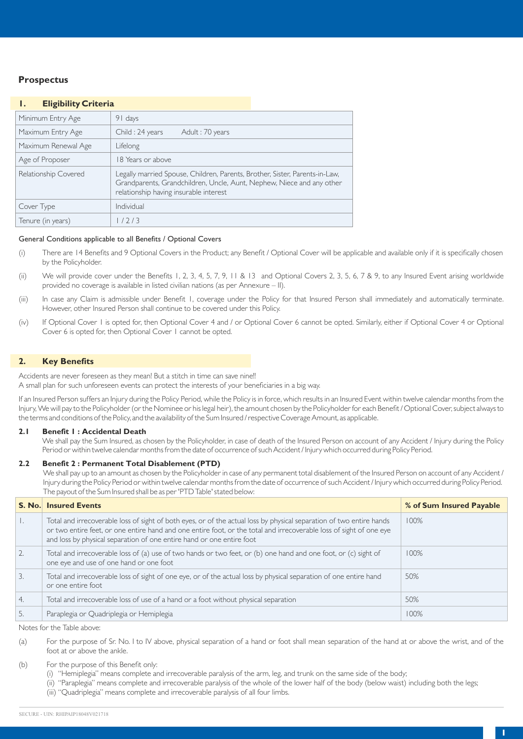## Prospectus

### 1. Eligibility Criteria

| | |
|---|---|
| Minimum Entry Age | 91 days |
| Maximum Entry Age | Child : 24 years Adult : 70 years |
| Maximum Renewal Age | Lifelong |
| Age of Proposer | 18 Years or above |
| Relationship Covered | Legally married Spouse, Children, Parents, Brother, Sister, Parents-in-Law, Grandparents, Grandchildren, Uncle, Aunt, Nephew, Niece and any other relationship having insurable interest |
| Cover Type | Individual |
| Tenure (in years) | 1 / 2 / 3 |

General Conditions applicable to all Benefits / Optional Covers

(i) There are 14 Benefits and 9 Optional Covers in the Product; any Benefit / Optional Cover will be applicable and available only if it is specifically chosen by the Policyholder.

(ii) We will provide cover under the Benefits 1, 2, 3, 4, 5, 7, 9, 11 & 13 and Optional Covers 2, 3, 5, 6, 7 & 9, to any Insured Event arising worldwide provided no coverage is available in listed civilian nations (as per Annexure – II).

(iii) In case any Claim is admissible under Benefit 1, coverage under the Policy for that Insured Person shall immediately and automatically terminate. However, other Insured Person shall continue to be covered under this Policy.

(iv) If Optional Cover 1 is opted for, then Optional Cover 4 and / or Optional Cover 6 cannot be opted. Similarly, either if Optional Cover 4 or Optional Cover 6 is opted for, then Optional Cover 1 cannot be opted.

### 2. Key Benefits

Accidents are never foreseen as they mean! But a stitch in time can save nine!!
A small plan for such unforeseen events can protect the interests of your beneficiaries in a big way.

If an Insured Person suffers an Injury during the Policy Period, while the Policy is in force, which results in an Insured Event within twelve calendar months from the Injury, We will pay to the Policyholder (or the Nominee or his legal heir), the amount chosen by the Policyholder for each Benefit / Optional Cover, subject always to the terms and conditions of the Policy, and the availability of the Sum Insured / respective Coverage Amount, as applicable.

#### 2.1 Benefit 1 : Accidental Death

We shall pay the Sum Insured, as chosen by the Policyholder, in case of death of the Insured Person on account of any Accident / Injury during the Policy Period or within twelve calendar months from the date of occurrence of such Accident / Injury which occurred during Policy Period.

#### 2.2 Benefit 2 : Permanent Total Disablement (PTD)

We shall pay up to an amount as chosen by the Policyholder in case of any permanent total disablement of the Insured Person on account of any Accident / Injury during the Policy Period or within twelve calendar months from the date of occurrence of such Accident / Injury which occurred during Policy Period. The payout of the Sum Insured shall be as per 'PTD Table' stated below:

| S. No. | Insured Events | % of Sum Insured Payable |
|---|---|---|
| 1. | Total and irrecoverable loss of sight of both eyes, or of the actual loss by physical separation of two entire hands or two entire feet, or one entire hand and one entire foot, or the total and irrecoverable loss of sight of one eye and loss by physical separation of one entire hand or one entire foot | 100% |
| 2. | Total and irrecoverable loss of (a) use of two hands or two feet, or (b) one hand and one foot, or (c) sight of one eye and use of one hand or one foot | 100% |
| 3. | Total and irrecoverable loss of sight of one eye, or of the actual loss by physical separation of one entire hand or one entire foot | 50% |
| 4. | Total and irrecoverable loss of use of a hand or a foot without physical separation | 50% |
| 5. | Paraplegia or Quadriplegia or Hemiplegia | 100% |

Notes for the Table above:

(a) For the purpose of Sr. No. I to IV above, physical separation of a hand or foot shall mean separation of the hand at or above the wrist, and of the foot at or above the ankle.

(b) For the purpose of this Benefit only:
  (i) "Hemiplegia" means complete and irrecoverable paralysis of the arm, leg, and trunk on the same side of the body;
  (ii) "Paraplegia" means complete and irrecoverable paralysis of the whole of the lower half of the body (below waist) including both the legs;
  (iii) "Quadriplegia" means complete and irrecoverable paralysis of all four limbs.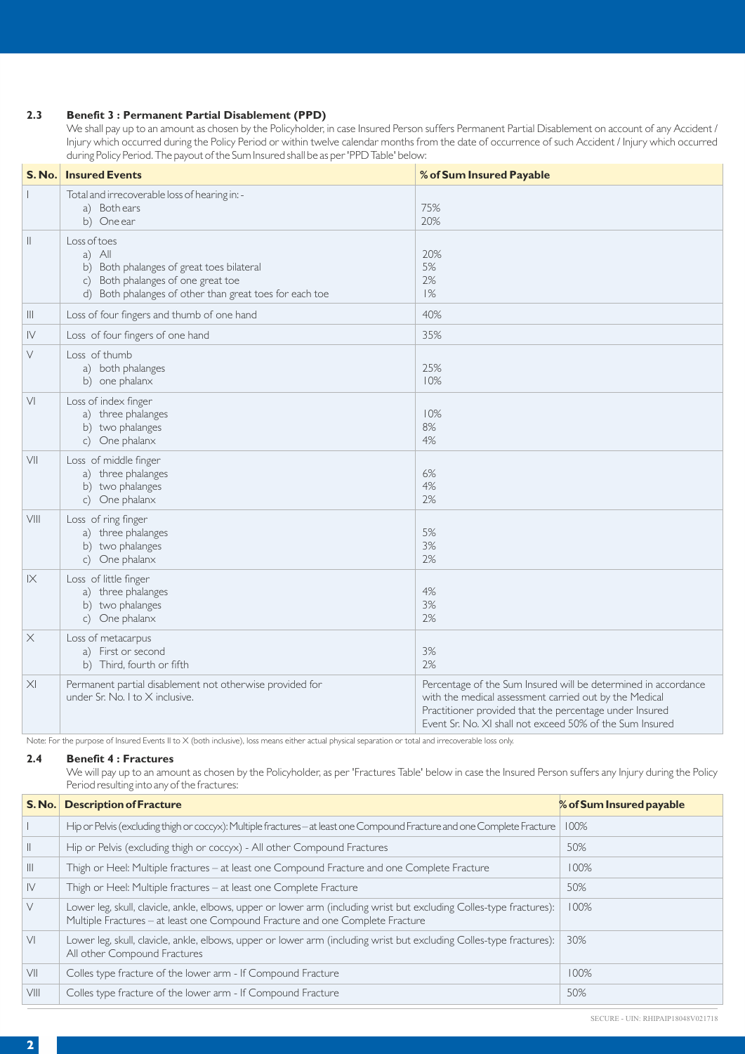### 2.3 Benefit 3 : Permanent Partial Disablement (PPD)

We shall pay up to an amount as chosen by the Policyholder, in case Insured Person suffers Permanent Partial Disablement on account of any Accident / Injury which occurred during the Policy Period or within twelve calendar months from the date of occurrence of such Accident / Injury which occurred during Policy Period. The payout of the Sum Insured shall be as per 'PPD Table' below:

| S. No. | Insured Events | % of Sum Insured Payable |
|---|---|---|
| I | Total and irrecoverable loss of hearing in: -<br>a) Both ears<br>b) One ear | <br>75%<br>20% |
| II | Loss of toes<br>a) All<br>b) Both phalanges of great toes bilateral<br>c) Both phalanges of one great toe<br>d) Both phalanges of other than great toes for each toe | <br>20%<br>5%<br>2%<br>1% |
| III | Loss of four fingers and thumb of one hand | 40% |
| IV | Loss of four fingers of one hand | 35% |
| V | Loss of thumb<br>a) both phalanges<br>b) one phalanx | <br>25%<br>10% |
| VI | Loss of index finger<br>a) three phalanges<br>b) two phalanges<br>c) One phalanx | <br>10%<br>8%<br>4% |
| VII | Loss of middle finger<br>a) three phalanges<br>b) two phalanges<br>c) One phalanx | <br>6%<br>4%<br>2% |
| VIII | Loss of ring finger<br>a) three phalanges<br>b) two phalanges<br>c) One phalanx | <br>5%<br>3%<br>2% |
| IX | Loss of little finger<br>a) three phalanges<br>b) two phalanges<br>c) One phalanx | <br>4%<br>3%<br>2% |
| X | Loss of metacarpus<br>a) First or second<br>b) Third, fourth or fifth | <br>3%<br>2% |
| XI | Permanent partial disablement not otherwise provided for under Sr. No. I to X inclusive. | Percentage of the Sum Insured will be determined in accordance with the medical assessment carried out by the Medical Practitioner provided that the percentage under Insured Event Sr. No. XI shall not exceed 50% of the Sum Insured |

Note: For the purpose of Insured Events II to X (both inclusive), loss means either actual physical separation or total and irrecoverable loss only.

### 2.4 Benefit 4 : Fractures

We will pay up to an amount as chosen by the Policyholder, as per 'Fractures Table' below in case the Insured Person suffers any Injury during the Policy Period resulting into any of the fractures:

| S. No. | Description of Fracture | % of Sum Insured payable |
|---|---|---|
| I | Hip or Pelvis (excluding thigh or coccyx): Multiple fractures – at least one Compound Fracture and one Complete Fracture | 100% |
| II | Hip or Pelvis (excluding thigh or coccyx) - All other Compound Fractures | 50% |
| III | Thigh or Heel: Multiple fractures – at least one Compound Fracture and one Complete Fracture | 100% |
| IV | Thigh or Heel: Multiple fractures – at least one Complete Fracture | 50% |
| V | Lower leg, skull, clavicle, ankle, elbows, upper or lower arm (including wrist but excluding Colles-type fractures): Multiple Fractures – at least one Compound Fracture and one Complete Fracture | 100% |
| VI | Lower leg, skull, clavicle, ankle, elbows, upper or lower arm (including wrist but excluding Colles-type fractures): All other Compound Fractures | 30% |
| VII | Colles type fracture of the lower arm - If Compound Fracture | 100% |
| VIII | Colles type fracture of the lower arm - If Compound Fracture | 50% |

SECURE - UIN: RHIPAIP18048V021718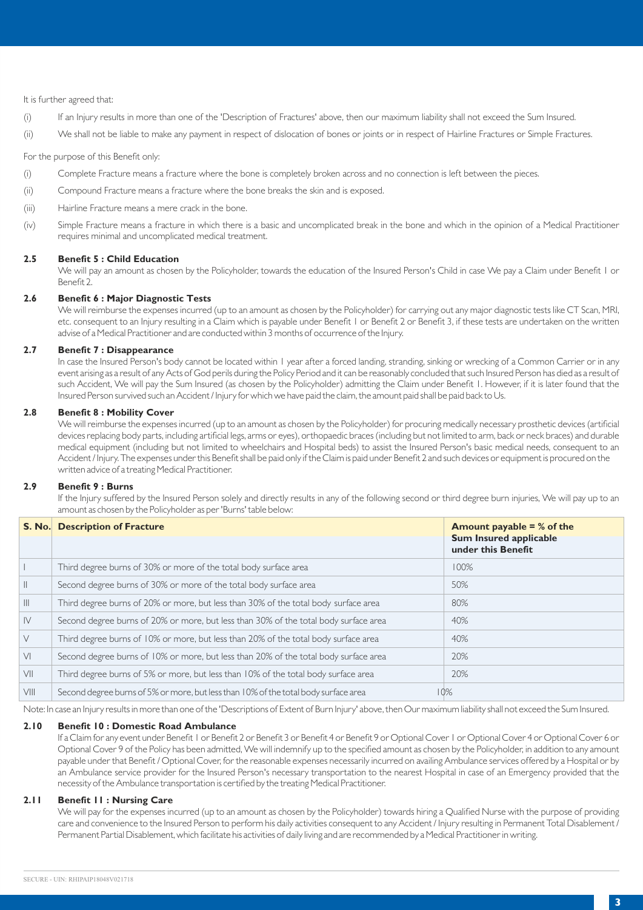It is further agreed that:

(i) If an Injury results in more than one of the 'Description of Fractures' above, then our maximum liability shall not exceed the Sum Insured.

(ii) We shall not be liable to make any payment in respect of dislocation of bones or joints or in respect of Hairline Fractures or Simple Fractures.

For the purpose of this Benefit only:

(i) Complete Fracture means a fracture where the bone is completely broken across and no connection is left between the pieces.

(ii) Compound Fracture means a fracture where the bone breaks the skin and is exposed.

(iii) Hairline Fracture means a mere crack in the bone.

(iv) Simple Fracture means a fracture in which there is a basic and uncomplicated break in the bone and which in the opinion of a Medical Practitioner requires minimal and uncomplicated medical treatment.

### 2.5 Benefit 5 : Child Education

We will pay an amount as chosen by the Policyholder, towards the education of the Insured Person's Child in case We pay a Claim under Benefit 1 or Benefit 2.

### 2.6 Benefit 6 : Major Diagnostic Tests

We will reimburse the expenses incurred (up to an amount as chosen by the Policyholder) for carrying out any major diagnostic tests like CT Scan, MRI, etc. consequent to an Injury resulting in a Claim which is payable under Benefit 1 or Benefit 2 or Benefit 3, if these tests are undertaken on the written advise of a Medical Practitioner and are conducted within 3 months of occurrence of the Injury.

### 2.7 Benefit 7 : Disappearance

In case the Insured Person's body cannot be located within 1 year after a forced landing, stranding, sinking or wrecking of a Common Carrier or in any event arising as a result of any Acts of God perils during the Policy Period and it can be reasonably concluded that such Insured Person has died as a result of such Accident, We will pay the Sum Insured (as chosen by the Policyholder) admitting the Claim under Benefit 1. However, if it is later found that the Insured Person survived such an Accident / Injury for which we have paid the claim, the amount paid shall be paid back to Us.

### 2.8 Benefit 8 : Mobility Cover

We will reimburse the expenses incurred (up to an amount as chosen by the Policyholder) for procuring medically necessary prosthetic devices (artificial devices replacing body parts, including artificial legs, arms or eyes), orthopaedic braces (including but not limited to arm, back or neck braces) and durable medical equipment (including but not limited to wheelchairs and Hospital beds) to assist the Insured Person's basic medical needs, consequent to an Accident / Injury. The expenses under this Benefit shall be paid only if the Claim is paid under Benefit 2 and such devices or equipment is procured on the written advice of a treating Medical Practitioner.

### 2.9 Benefit 9 : Burns

If the Injury suffered by the Insured Person solely and directly results in any of the following second or third degree burn injuries, We will pay up to an amount as chosen by the Policyholder as per 'Burns' table below:

| S. No. | Description of Fracture | Amount payable = % of the Sum Insured applicable under this Benefit |
|---|---|---|
| I | Third degree burns of 30% or more of the total body surface area | 100% |
| II | Second degree burns of 30% or more of the total body surface area | 50% |
| III | Third degree burns of 20% or more, but less than 30% of the total body surface area | 80% |
| IV | Second degree burns of 20% or more, but less than 30% of the total body surface area | 40% |
| V | Third degree burns of 10% or more, but less than 20% of the total body surface area | 40% |
| VI | Second degree burns of 10% or more, but less than 20% of the total body surface area | 20% |
| VII | Third degree burns of 5% or more, but less than 10% of the total body surface area | 20% |
| VIII | Second degree burns of 5% or more, but less than 10% of the total body surface area | 10% |

Note: In case an Injury results in more than one of the 'Descriptions of Extent of Burn Injury' above, then Our maximum liability shall not exceed the Sum Insured.

### 2.10 Benefit 10 : Domestic Road Ambulance

If a Claim for any event under Benefit 1 or Benefit 2 or Benefit 3 or Benefit 4 or Benefit 9 or Optional Cover 1 or Optional Cover 4 or Optional Cover 6 or Optional Cover 9 of the Policy has been admitted, We will indemnify up to the specified amount as chosen by the Policyholder, in addition to any amount payable under that Benefit / Optional Cover, for the reasonable expenses necessarily incurred on availing Ambulance services offered by a Hospital or by an Ambulance service provider for the Insured Person's necessary transportation to the nearest Hospital in case of an Emergency provided that the necessity of the Ambulance transportation is certified by the treating Medical Practitioner.

### 2.11 Benefit 11 : Nursing Care

We will pay for the expenses incurred (up to an amount as chosen by the Policyholder) towards hiring a Qualified Nurse with the purpose of providing care and convenience to the Insured Person to perform his daily activities consequent to any Accident / Injury resulting in Permanent Total Disablement / Permanent Partial Disablement, which facilitate his activities of daily living and are recommended by a Medical Practitioner in writing.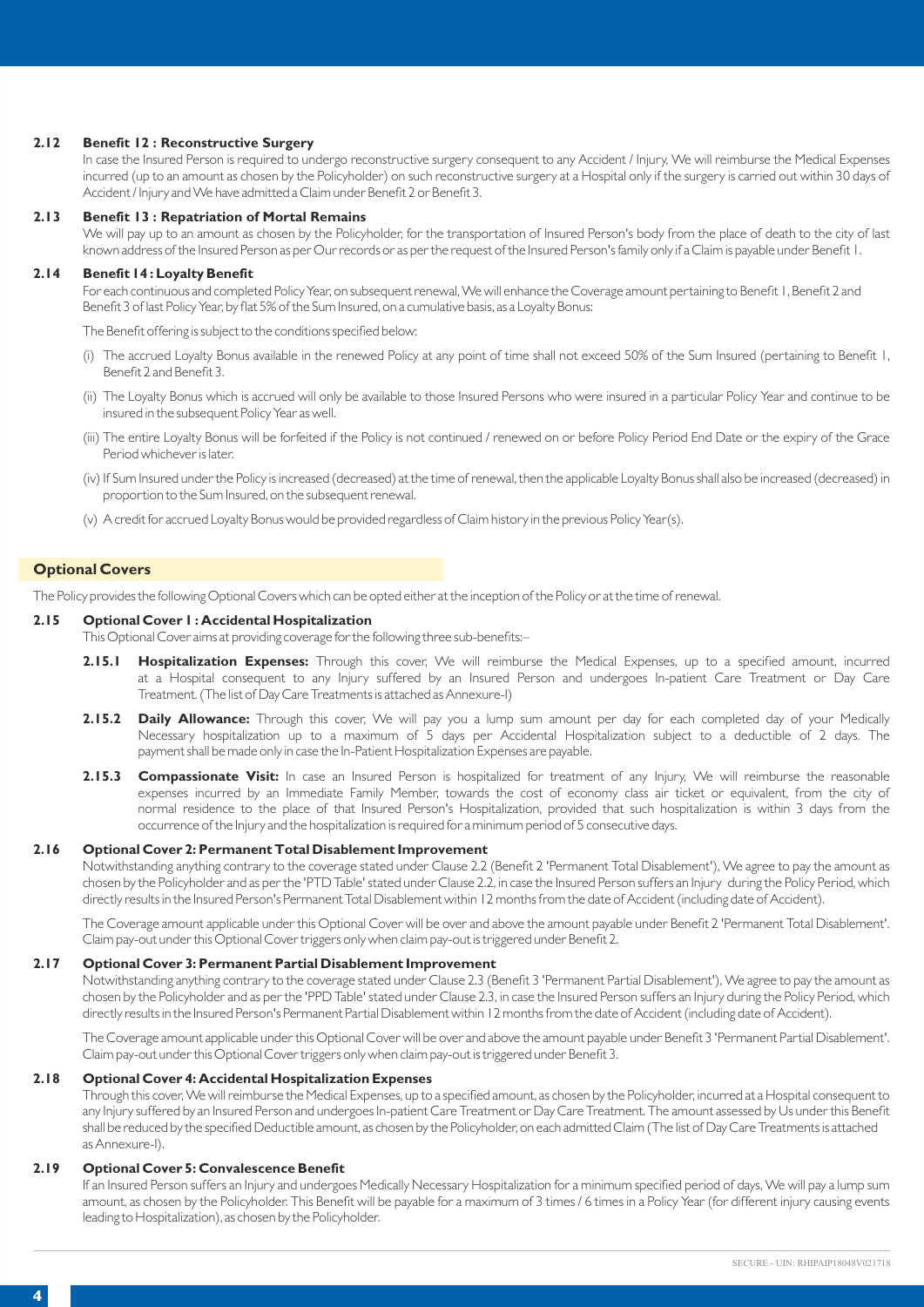### 2.12 Benefit 12 : Reconstructive Surgery

In case the Insured Person is required to undergo reconstructive surgery consequent to any Accident / Injury, We will reimburse the Medical Expenses incurred (up to an amount as chosen by the Policyholder) on such reconstructive surgery at a Hospital only if the surgery is carried out within 30 days of Accident / Injury and We have admitted a Claim under Benefit 2 or Benefit 3.

### 2.13 Benefit 13 : Repatriation of Mortal Remains

We will pay up to an amount as chosen by the Policyholder, for the transportation of Insured Person's body from the place of death to the city of last known address of the Insured Person as per Our records or as per the request of the Insured Person's family only if a Claim is payable under Benefit 1.

### 2.14 Benefit 14 : Loyalty Benefit

For each continuous and completed Policy Year, on subsequent renewal, We will enhance the Coverage amount pertaining to Benefit 1, Benefit 2 and Benefit 3 of last Policy Year, by flat 5% of the Sum Insured, on a cumulative basis, as a Loyalty Bonus:

The Benefit offering is subject to the conditions specified below:

(i) The accrued Loyalty Bonus available in the renewed Policy at any point of time shall not exceed 50% of the Sum Insured (pertaining to Benefit 1, Benefit 2 and Benefit 3.

(ii) The Loyalty Bonus which is accrued will only be available to those Insured Persons who were insured in a particular Policy Year and continue to be insured in the subsequent Policy Year as well.

(iii) The entire Loyalty Bonus will be forfeited if the Policy is not continued / renewed on or before Policy Period End Date or the expiry of the Grace Period whichever is later.

(iv) If Sum Insured under the Policy is increased (decreased) at the time of renewal, then the applicable Loyalty Bonus shall also be increased (decreased) in proportion to the Sum Insured, on the subsequent renewal.

(v) A credit for accrued Loyalty Bonus would be provided regardless of Claim history in the previous Policy Year(s).

## Optional Covers

The Policy provides the following Optional Covers which can be opted either at the inception of the Policy or at the time of renewal.

### 2.15 Optional Cover 1 : Accidental Hospitalization

This Optional Cover aims at providing coverage for the following three sub-benefits:–

**2.15.1 Hospitalization Expenses:** Through this cover, We will reimburse the Medical Expenses, up to a specified amount, incurred at a Hospital consequent to any Injury suffered by an Insured Person and undergoes In-patient Care Treatment or Day Care Treatment. (The list of Day Care Treatments is attached as Annexure-I)

**2.15.2 Daily Allowance:** Through this cover, We will pay you a lump sum amount per day for each completed day of your Medically Necessary hospitalization up to a maximum of 5 days per Accidental Hospitalization subject to a deductible of 2 days. The payment shall be made only in case the In-Patient Hospitalization Expenses are payable.

**2.15.3 Compassionate Visit:** In case an Insured Person is hospitalized for treatment of any Injury, We will reimburse the reasonable expenses incurred by an Immediate Family Member, towards the cost of economy class air ticket or equivalent, from the city of normal residence to the place of that Insured Person's Hospitalization, provided that such hospitalization is within 3 days from the occurrence of the Injury and the hospitalization is required for a minimum period of 5 consecutive days.

### 2.16 Optional Cover 2: Permanent Total Disablement Improvement

Notwithstanding anything contrary to the coverage stated under Clause 2.2 (Benefit 2 'Permanent Total Disablement'), We agree to pay the amount as chosen by the Policyholder and as per the 'PTD Table' stated under Clause 2.2, in case the Insured Person suffers an Injury during the Policy Period, which directly results in the Insured Person's Permanent Total Disablement within 12 months from the date of Accident (including date of Accident).

The Coverage amount applicable under this Optional Cover will be over and above the amount payable under Benefit 2 'Permanent Total Disablement'. Claim pay-out under this Optional Cover triggers only when claim pay-out is triggered under Benefit 2.

### 2.17 Optional Cover 3: Permanent Partial Disablement Improvement

Notwithstanding anything contrary to the coverage stated under Clause 2.3 (Benefit 3 'Permanent Partial Disablement'), We agree to pay the amount as chosen by the Policyholder and as per the 'PPD Table' stated under Clause 2.3, in case the Insured Person suffers an Injury during the Policy Period, which directly results in the Insured Person's Permanent Partial Disablement within 12 months from the date of Accident (including date of Accident).

The Coverage amount applicable under this Optional Cover will be over and above the amount payable under Benefit 3 'Permanent Partial Disablement'. Claim pay-out under this Optional Cover triggers only when claim pay-out is triggered under Benefit 3.

### 2.18 Optional Cover 4: Accidental Hospitalization Expenses

Through this cover, We will reimburse the Medical Expenses, up to a specified amount, as chosen by the Policyholder, incurred at a Hospital consequent to any Injury suffered by an Insured Person and undergoes In-patient Care Treatment or Day Care Treatment. The amount assessed by Us under this Benefit shall be reduced by the specified Deductible amount, as chosen by the Policyholder, on each admitted Claim (The list of Day Care Treatments is attached as Annexure-I).

### 2.19 Optional Cover 5: Convalescence Benefit

If an Insured Person suffers an Injury and undergoes Medically Necessary Hospitalization for a minimum specified period of days, We will pay a lump sum amount, as chosen by the Policyholder. This Benefit will be payable for a maximum of 3 times / 6 times in a Policy Year (for different injury causing events leading to Hospitalization), as chosen by the Policyholder.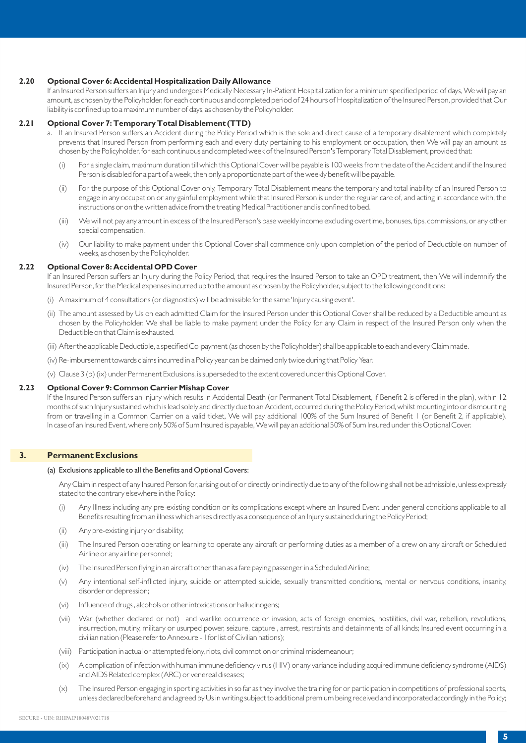### 2.20 Optional Cover 6: Accidental Hospitalization Daily Allowance

If an Insured Person suffers an Injury and undergoes Medically Necessary In-Patient Hospitalization for a minimum specified period of days, We will pay an amount, as chosen by the Policyholder, for each continuous and completed period of 24 hours of Hospitalization of the Insured Person, provided that Our liability is confined up to a maximum number of days, as chosen by the Policyholder.

### 2.21 Optional Cover 7: Temporary Total Disablement (TTD)

a. If an Insured Person suffers an Accident during the Policy Period which is the sole and direct cause of a temporary disablement which completely prevents that Insured Person from performing each and every duty pertaining to his employment or occupation, then We will pay an amount as chosen by the Policyholder, for each continuous and completed week of the Insured Person's Temporary Total Disablement, provided that:

   (i) For a single claim, maximum duration till which this Optional Cover will be payable is 100 weeks from the date of the Accident and if the Insured Person is disabled for a part of a week, then only a proportionate part of the weekly benefit will be payable.

   (ii) For the purpose of this Optional Cover only, Temporary Total Disablement means the temporary and total inability of an Insured Person to engage in any occupation or any gainful employment while that Insured Person is under the regular care of, and acting in accordance with, the instructions or on the written advice from the treating Medical Practitioner and is confined to bed.

   (iii) We will not pay any amount in excess of the Insured Person's base weekly income excluding overtime, bonuses, tips, commissions, or any other special compensation.

   (iv) Our liability to make payment under this Optional Cover shall commence only upon completion of the period of Deductible on number of weeks, as chosen by the Policyholder.

### 2.22 Optional Cover 8: Accidental OPD Cover

If an Insured Person suffers an Injury during the Policy Period, that requires the Insured Person to take an OPD treatment, then We will indemnify the Insured Person, for the Medical expenses incurred up to the amount as chosen by the Policyholder, subject to the following conditions:

(i) A maximum of 4 consultations (or diagnostics) will be admissible for the same 'Injury causing event'.

(ii) The amount assessed by Us on each admitted Claim for the Insured Person under this Optional Cover shall be reduced by a Deductible amount as chosen by the Policyholder. We shall be liable to make payment under the Policy for any Claim in respect of the Insured Person only when the Deductible on that Claim is exhausted.

(iii) After the applicable Deductible, a specified Co-payment (as chosen by the Policyholder) shall be applicable to each and every Claim made.

(iv) Re-imbursement towards claims incurred in a Policy year can be claimed only twice during that Policy Year.

(v) Clause 3 (b) (ix) under Permanent Exclusions, is superseded to the extent covered under this Optional Cover.

### 2.23 Optional Cover 9: Common Carrier Mishap Cover

If the Insured Person suffers an Injury which results in Accidental Death (or Permanent Total Disablement, if Benefit 2 is offered in the plan), within 12 months of such Injury sustained which is lead solely and directly due to an Accident, occurred during the Policy Period, whilst mounting into or dismounting from or travelling in a Common Carrier on a valid ticket, We will pay additional 100% of the Sum Insured of Benefit 1 (or Benefit 2, if applicable). In case of an Insured Event, where only 50% of Sum Insured is payable, We will pay an additional 50% of Sum Insured under this Optional Cover.

## 3. Permanent Exclusions

(a) Exclusions applicable to all the Benefits and Optional Covers:

Any Claim in respect of any Insured Person for, arising out of or directly or indirectly due to any of the following shall not be admissible, unless expressly stated to the contrary elsewhere in the Policy:

(i) Any Illness including any pre-existing condition or its complications except where an Insured Event under general conditions applicable to all Benefits resulting from an illness which arises directly as a consequence of an Injury sustained during the Policy Period;

(ii) Any pre-existing injury or disability;

(iii) The Insured Person operating or learning to operate any aircraft or performing duties as a member of a crew on any aircraft or Scheduled Airline or any airline personnel;

(iv) The Insured Person flying in an aircraft other than as a fare paying passenger in a Scheduled Airline;

(v) Any intentional self-inflicted injury, suicide or attempted suicide, sexually transmitted conditions, mental or nervous conditions, insanity, disorder or depression;

(vi) Influence of drugs , alcohols or other intoxications or hallucinogens;

(vii) War (whether declared or not) and warlike occurrence or invasion, acts of foreign enemies, hostilities, civil war, rebellion, revolutions, insurrection, mutiny, military or usurped power, seizure, capture , arrest, restraints and detainments of all kinds; Insured event occurring in a civilian nation (Please refer to Annexure - II for list of Civilian nations);

(viii) Participation in actual or attempted felony, riots, civil commotion or criminal misdemeanour;

(ix) A complication of infection with human immune deficiency virus (HIV) or any variance including acquired immune deficiency syndrome (AIDS) and AIDS Related complex (ARC) or venereal diseases;

(x) The Insured Person engaging in sporting activities in so far as they involve the training for or participation in competitions of professional sports, unless declared beforehand and agreed by Us in writing subject to additional premium being received and incorporated accordingly in the Policy;

SECURE - UIN: RHIPAIP18048V021718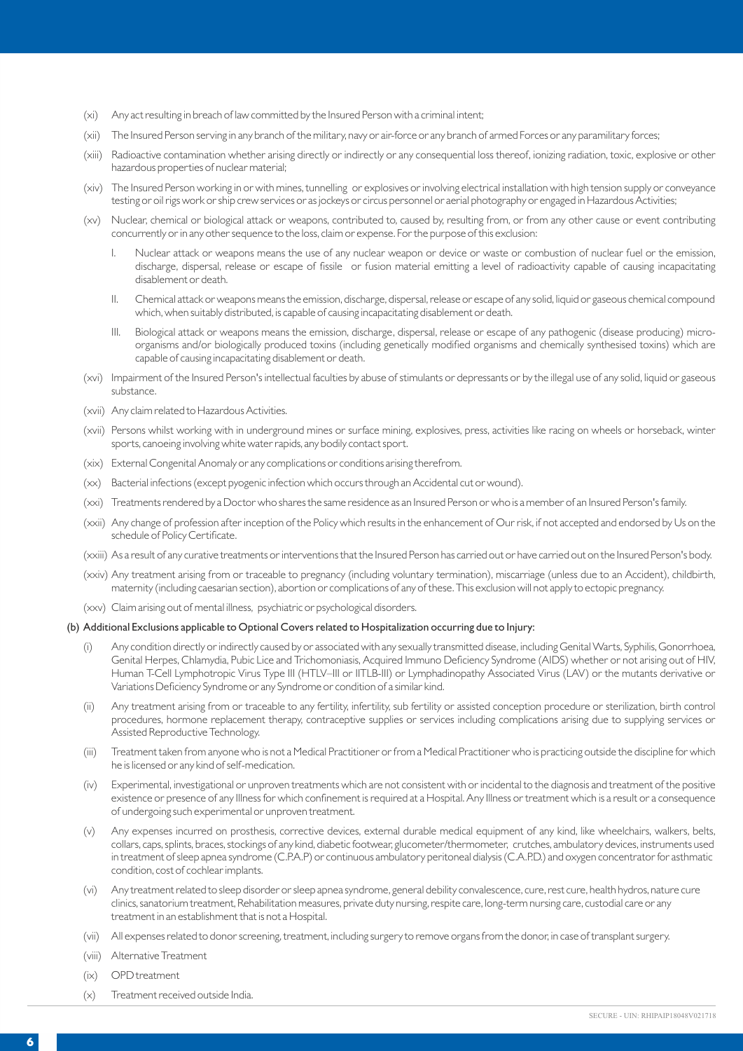(xi) Any act resulting in breach of law committed by the Insured Person with a criminal intent;

(xii) The Insured Person serving in any branch of the military, navy or air-force or any branch of armed Forces or any paramilitary forces;

(xiii) Radioactive contamination whether arising directly or indirectly or any consequential loss thereof, ionizing radiation, toxic, explosive or other hazardous properties of nuclear material;

(xiv) The Insured Person working in or with mines, tunnelling or explosives or involving electrical installation with high tension supply or conveyance testing or oil rigs work or ship crew services or as jockeys or circus personnel or aerial photography or engaged in Hazardous Activities;

(xv) Nuclear, chemical or biological attack or weapons, contributed to, caused by, resulting from, or from any other cause or event contributing concurrently or in any other sequence to the loss, claim or expense. For the purpose of this exclusion:

I. Nuclear attack or weapons means the use of any nuclear weapon or device or waste or combustion of nuclear fuel or the emission, discharge, dispersal, release or escape of fissile or fusion material emitting a level of radioactivity capable of causing incapacitating disablement or death.

II. Chemical attack or weapons means the emission, discharge, dispersal, release or escape of any solid, liquid or gaseous chemical compound which, when suitably distributed, is capable of causing incapacitating disablement or death.

III. Biological attack or weapons means the emission, discharge, dispersal, release or escape of any pathogenic (disease producing) micro-organisms and/or biologically produced toxins (including genetically modified organisms and chemically synthesised toxins) which are capable of causing incapacitating disablement or death.

(xvi) Impairment of the Insured Person's intellectual faculties by abuse of stimulants or depressants or by the illegal use of any solid, liquid or gaseous substance.

(xvii) Any claim related to Hazardous Activities.

(xvii) Persons whilst working with in underground mines or surface mining, explosives, press, activities like racing on wheels or horseback, winter sports, canoeing involving white water rapids, any bodily contact sport.

(xix) External Congenital Anomaly or any complications or conditions arising therefrom.

(xx) Bacterial infections (except pyogenic infection which occurs through an Accidental cut or wound).

(xxi) Treatments rendered by a Doctor who shares the same residence as an Insured Person or who is a member of an Insured Person's family.

(xxii) Any change of profession after inception of the Policy which results in the enhancement of Our risk, if not accepted and endorsed by Us on the schedule of Policy Certificate.

(xxiii) As a result of any curative treatments or interventions that the Insured Person has carried out or have carried out on the Insured Person's body.

(xxiv) Any treatment arising from or traceable to pregnancy (including voluntary termination), miscarriage (unless due to an Accident), childbirth, maternity (including caesarian section), abortion or complications of any of these. This exclusion will not apply to ectopic pregnancy.

(xxv) Claim arising out of mental illness, psychiatric or psychological disorders.

(b) Additional Exclusions applicable to Optional Covers related to Hospitalization occurring due to Injury:

(i) Any condition directly or indirectly caused by or associated with any sexually transmitted disease, including Genital Warts, Syphilis, Gonorrhoea, Genital Herpes, Chlamydia, Pubic Lice and Trichomoniasis, Acquired Immuno Deficiency Syndrome (AIDS) whether or not arising out of HIV, Human T-Cell Lymphotropic Virus Type III (HTLV–III or IITLB-III) or Lymphadinopathy Associated Virus (LAV) or the mutants derivative or Variations Deficiency Syndrome or any Syndrome or condition of a similar kind.

(ii) Any treatment arising from or traceable to any fertility, infertility, sub fertility or assisted conception procedure or sterilization, birth control procedures, hormone replacement therapy, contraceptive supplies or services including complications arising due to supplying services or Assisted Reproductive Technology.

(iii) Treatment taken from anyone who is not a Medical Practitioner or from a Medical Practitioner who is practicing outside the discipline for which he is licensed or any kind of self-medication.

(iv) Experimental, investigational or unproven treatments which are not consistent with or incidental to the diagnosis and treatment of the positive existence or presence of any Illness for which confinement is required at a Hospital. Any Illness or treatment which is a result or a consequence of undergoing such experimental or unproven treatment.

(v) Any expenses incurred on prosthesis, corrective devices, external durable medical equipment of any kind, like wheelchairs, walkers, belts, collars, caps, splints, braces, stockings of any kind, diabetic footwear, glucometer/thermometer, crutches, ambulatory devices, instruments used in treatment of sleep apnea syndrome (C.P.A.P) or continuous ambulatory peritoneal dialysis (C.A.P.D.) and oxygen concentrator for asthmatic condition, cost of cochlear implants.

(vi) Any treatment related to sleep disorder or sleep apnea syndrome, general debility convalescence, cure, rest cure, health hydros, nature cure clinics, sanatorium treatment, Rehabilitation measures, private duty nursing, respite care, long-term nursing care, custodial care or any treatment in an establishment that is not a Hospital.

(vii) All expenses related to donor screening, treatment, including surgery to remove organs from the donor, in case of transplant surgery.

(viii) Alternative Treatment

(ix) OPD treatment

(x) Treatment received outside India.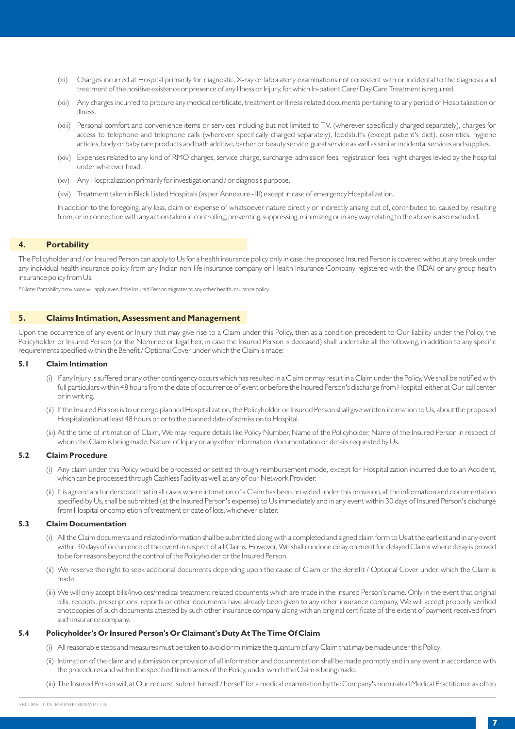(xi) Charges incurred at Hospital primarily for diagnostic, X-ray or laboratory examinations not consistent with or incidental to the diagnosis and treatment of the positive existence or presence of any Illness or Injury, for which In-patient Care/ Day Care Treatment is required.

(xii) Any charges incurred to procure any medical certificate, treatment or Illness related documents pertaining to any period of Hospitalization or Illness.

(xiii) Personal comfort and convenience items or services including but not limited to T.V. (wherever specifically charged separately), charges for access to telephone and telephone calls (wherever specifically charged separately), foodstuffs (except patient's diet), cosmetics, hygiene articles, body or baby care products and bath additive, barber or beauty service, guest service as well as similar incidental services and supplies.

(xiv) Expenses related to any kind of RMO charges, service charge, surcharge, admission fees, registration fees, night charges levied by the hospital under whatever head.

(xv) Any Hospitalization primarily for investigation and / or diagnosis purpose.

(xvi) Treatment taken in Black Listed Hospitals (as per Annexure - III) except in case of emergency Hospitalization.

In addition to the foregoing, any loss, claim or expense of whatsoever nature directly or indirectly arising out of, contributed to, caused by, resulting from, or in connection with any action taken in controlling, preventing, suppressing, minimizing or in any way relating to the above is also excluded.

## 4. Portability

The Policyholder and / or Insured Person can apply to Us for a health insurance policy only in case the proposed Insured Person is covered without any break under any individual health insurance policy from any Indian non-life insurance company or Health Insurance Company registered with the IRDAI or any group health insurance policy from Us.

* Note: Portability provisions will apply even if the Insured Person migrates to any other health insurance policy.

## 5. Claims Intimation, Assessment and Management

Upon the occurrence of any event or Injury that may give rise to a Claim under this Policy, then as a condition precedent to Our liability under the Policy, the Policyholder or Insured Person (or the Nominee or legal heir, in case the Insured Person is deceased) shall undertake all the following, in addition to any specific requirements specified within the Benefit / Optional Cover under which the Claim is made:

### 5.1 Claim Intimation

(i) If any Injury is suffered or any other contingency occurs which has resulted in a Claim or may result in a Claim under the Policy, We shall be notified with full particulars within 48 hours from the date of occurrence of event or before the Insured Person's discharge from Hospital, either at Our call center or in writing.

(ii) If the Insured Person is to undergo planned Hospitalization, the Policyholder or Insured Person shall give written intimation to Us, about the proposed Hospitalization at least 48 hours prior to the planned date of admission to Hospital.

(iii) At the time of intimation of Claim, We may require details like Policy Number, Name of the Policyholder, Name of the Insured Person in respect of whom the Claim is being made, Nature of Injury or any other information, documentation or details requested by Us.

### 5.2 Claim Procedure

(i) Any claim under this Policy would be processed or settled through reimbursement mode, except for Hospitalization incurred due to an Accident, which can be processed through Cashless Facility as well, at any of our Network Provider.

(ii) It is agreed and understood that in all cases where intimation of a Claim has been provided under this provision, all the information and documentation specified by Us, shall be submitted (at the Insured Person's expense) to Us immediately and in any event within 30 days of Insured Person's discharge from Hospital or completion of treatment or date of loss, whichever is later.

### 5.3 Claim Documentation

(i) All the Claim documents and related information shall be submitted along with a completed and signed claim form to Us at the earliest and in any event within 30 days of occurrence of the event in respect of all Claims. However, We shall condone delay on merit for delayed Claims where delay is proved to be for reasons beyond the control of the Policyholder or the Insured Person.

(ii) We reserve the right to seek additional documents depending upon the cause of Claim or the Benefit / Optional Cover under which the Claim is made.

(iii) We will only accept bills/invoices/medical treatment related documents which are made in the Insured Person's name. Only in the event that original bills, receipts, prescriptions, reports or other documents have already been given to any other insurance company, We will accept properly verified photocopies of such documents attested by such other insurance company along with an original certificate of the extent of payment received from such insurance company.

### 5.4 Policyholder's Or Insured Person's Or Claimant's Duty At The Time Of Claim

(i) All reasonable steps and measures must be taken to avoid or minimize the quantum of any Claim that may be made under this Policy.

(ii) Intimation of the claim and submission or provision of all information and documentation shall be made promptly and in any event in accordance with the procedures and within the specified timeframes of the Policy, under which the Claim is being made.

(iii) The Insured Person will, at Our request, submit himself / herself for a medical examination by the Company's nominated Medical Practitioner as often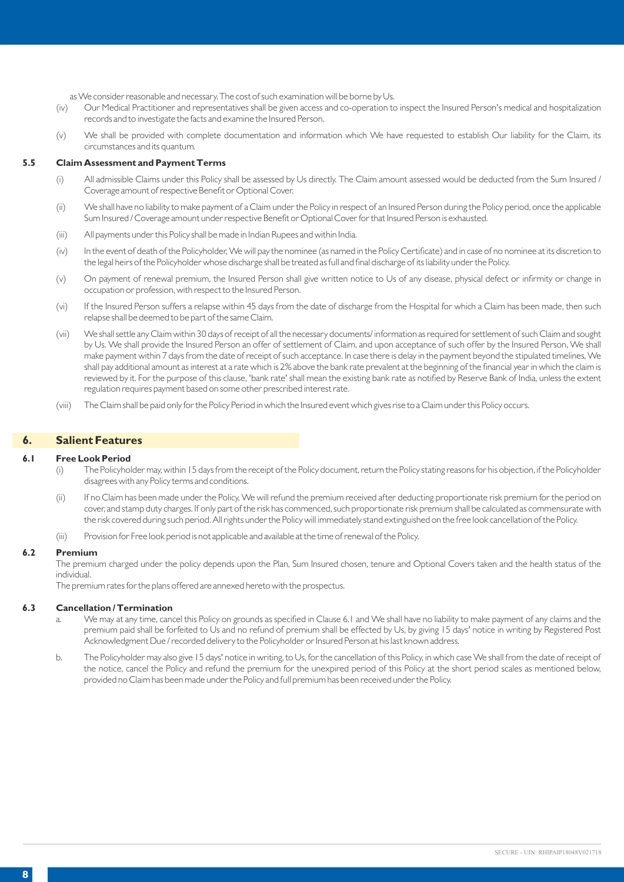as We consider reasonable and necessary. The cost of such examination will be borne by Us.

(iv) Our Medical Practitioner and representatives shall be given access and co-operation to inspect the Insured Person's medical and hospitalization records and to investigate the facts and examine the Insured Person.

(v) We shall be provided with complete documentation and information which We have requested to establish Our liability for the Claim, its circumstances and its quantum.

### 5.5 Claim Assessment and Payment Terms

(i) All admissible Claims under this Policy shall be assessed by Us directly. The Claim amount assessed would be deducted from the Sum Insured / Coverage amount of respective Benefit or Optional Cover.

(ii) We shall have no liability to make payment of a Claim under the Policy in respect of an Insured Person during the Policy period, once the applicable Sum Insured / Coverage amount under respective Benefit or Optional Cover for that Insured Person is exhausted.

(iii) All payments under this Policy shall be made in Indian Rupees and within India.

(iv) In the event of death of the Policyholder, We will pay the nominee (as named in the Policy Certificate) and in case of no nominee at its discretion to the legal heirs of the Policyholder whose discharge shall be treated as full and final discharge of its liability under the Policy.

(v) On payment of renewal premium, the Insured Person shall give written notice to Us of any disease, physical defect or infirmity or change in occupation or profession, with respect to the Insured Person.

(vi) If the Insured Person suffers a relapse within 45 days from the date of discharge from the Hospital for which a Claim has been made, then such relapse shall be deemed to be part of the same Claim.

(vii) We shall settle any Claim within 30 days of receipt of all the necessary documents/ information as required for settlement of such Claim and sought by Us. We shall provide the Insured Person an offer of settlement of Claim, and upon acceptance of such offer by the Insured Person, We shall make payment within 7 days from the date of receipt of such acceptance. In case there is delay in the payment beyond the stipulated timelines, We shall pay additional amount as interest at a rate which is 2% above the bank rate prevalent at the beginning of the financial year in which the claim is reviewed by it. For the purpose of this clause, 'bank rate' shall mean the existing bank rate as notified by Reserve Bank of India, unless the extent regulation requires payment based on some other prescribed interest rate.

(viii) The Claim shall be paid only for the Policy Period in which the Insured event which gives rise to a Claim under this Policy occurs.

## 6. Salient Features

### 6.1 Free Look Period

(i) The Policyholder may, within 15 days from the receipt of the Policy document, return the Policy stating reasons for his objection, if the Policyholder disagrees with any Policy terms and conditions.

(ii) If no Claim has been made under the Policy, We will refund the premium received after deducting proportionate risk premium for the period on cover, and stamp duty charges. If only part of the risk has commenced, such proportionate risk premium shall be calculated as commensurate with the risk covered during such period. All rights under the Policy will immediately stand extinguished on the free look cancellation of the Policy.

(iii) Provision for Free look period is not applicable and available at the time of renewal of the Policy.

### 6.2 Premium

The premium charged under the policy depends upon the Plan, Sum Insured chosen, tenure and Optional Covers taken and the health status of the individual.

The premium rates for the plans offered are annexed hereto with the prospectus.

### 6.3 Cancellation / Termination

a. We may at any time, cancel this Policy on grounds as specified in Clause 6.1 and We shall have no liability to make payment of any claims and the premium paid shall be forfeited to Us and no refund of premium shall be effected by Us, by giving 15 days' notice in writing by Registered Post Acknowledgment Due / recorded delivery to the Policyholder or Insured Person at his last known address.

b. The Policyholder may also give 15 days' notice in writing, to Us, for the cancellation of this Policy, in which case We shall from the date of receipt of the notice, cancel the Policy and refund the premium for the unexpired period of this Policy at the short period scales as mentioned below, provided no Claim has been made under the Policy and full premium has been received under the Policy.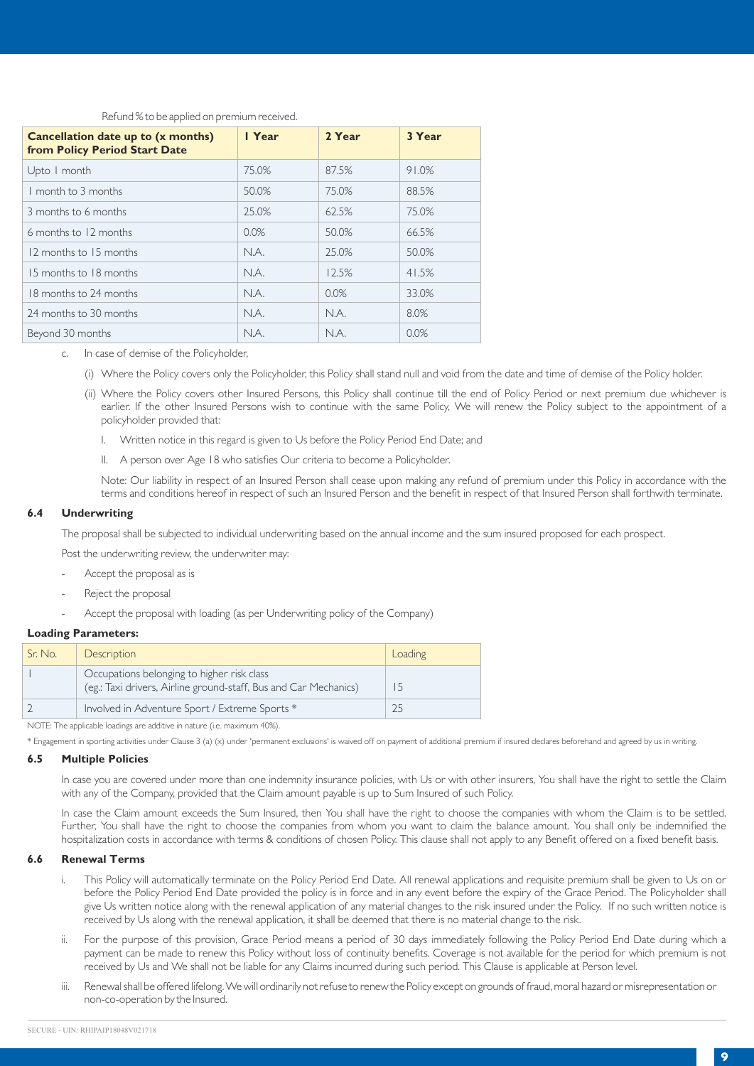Refund % to be applied on premium received.

| Cancellation date up to (x months) from Policy Period Start Date | 1 Year | 2 Year | 3 Year |
|---|---|---|---|
| Upto 1 month | 75.0% | 87.5% | 91.0% |
| 1 month to 3 months | 50.0% | 75.0% | 88.5% |
| 3 months to 6 months | 25.0% | 62.5% | 75.0% |
| 6 months to 12 months | 0.0% | 50.0% | 66.5% |
| 12 months to 15 months | N.A. | 25.0% | 50.0% |
| 15 months to 18 months | N.A. | 12.5% | 41.5% |
| 18 months to 24 months | N.A. | 0.0% | 33.0% |
| 24 months to 30 months | N.A. | N.A. | 8.0% |
| Beyond 30 months | N.A. | N.A. | 0.0% |

c. In case of demise of the Policyholder,

(i) Where the Policy covers only the Policyholder, this Policy shall stand null and void from the date and time of demise of the Policy holder.

(ii) Where the Policy covers other Insured Persons, this Policy shall continue till the end of Policy Period or next premium due whichever is earlier. If the other Insured Persons wish to continue with the same Policy, We will renew the Policy subject to the appointment of a policyholder provided that:

I. Written notice in this regard is given to Us before the Policy Period End Date; and

II. A person over Age 18 who satisfies Our criteria to become a Policyholder.

Note: Our liability in respect of an Insured Person shall cease upon making any refund of premium under this Policy in accordance with the terms and conditions hereof in respect of such an Insured Person and the benefit in respect of that Insured Person shall forthwith terminate.

### 6.4 Underwriting

The proposal shall be subjected to individual underwriting based on the annual income and the sum insured proposed for each prospect.

Post the underwriting review, the underwriter may:

- Accept the proposal as is
- Reject the proposal
- Accept the proposal with loading (as per Underwriting policy of the Company)

**Loading Parameters:**

| Sr. No. | Description | Loading |
|---|---|---|
| 1 | Occupations belonging to higher risk class (eg.: Taxi drivers, Airline ground-staff, Bus and Car Mechanics) | 15 |
| 2 | Involved in Adventure Sport / Extreme Sports * | 25 |

NOTE: The applicable loadings are additive in nature (i.e. maximum 40%).

* Engagement in sporting activities under Clause 3 (a) (x) under 'permanent exclusions' is waived off on payment of additional premium if insured declares beforehand and agreed by us in writing.

### 6.5 Multiple Policies

In case you are covered under more than one indemnity insurance policies, with Us or with other insurers, You shall have the right to settle the Claim with any of the Company, provided that the Claim amount payable is up to Sum Insured of such Policy.

In case the Claim amount exceeds the Sum Insured, then You shall have the right to choose the companies with whom the Claim is to be settled. Further, You shall have the right to choose the companies from whom you want to claim the balance amount. You shall only be indemnified the hospitalization costs in accordance with terms & conditions of chosen Policy. This clause shall not apply to any Benefit offered on a fixed benefit basis.

### 6.6 Renewal Terms

i. This Policy will automatically terminate on the Policy Period End Date. All renewal applications and requisite premium shall be given to Us on or before the Policy Period End Date provided the policy is in force and in any event before the expiry of the Grace Period. The Policyholder shall give Us written notice along with the renewal application of any material changes to the risk insured under the Policy. If no such written notice is received by Us along with the renewal application, it shall be deemed that there is no material change to the risk.

ii. For the purpose of this provision, Grace Period means a period of 30 days immediately following the Policy Period End Date during which a payment can be made to renew this Policy without loss of continuity benefits. Coverage is not available for the period for which premium is not received by Us and We shall not be liable for any Claims incurred during such period. This Clause is applicable at Person level.

iii. Renewal shall be offered lifelong. We will ordinarily not refuse to renew the Policy except on grounds of fraud, moral hazard or misrepresentation or non-co-operation by the Insured.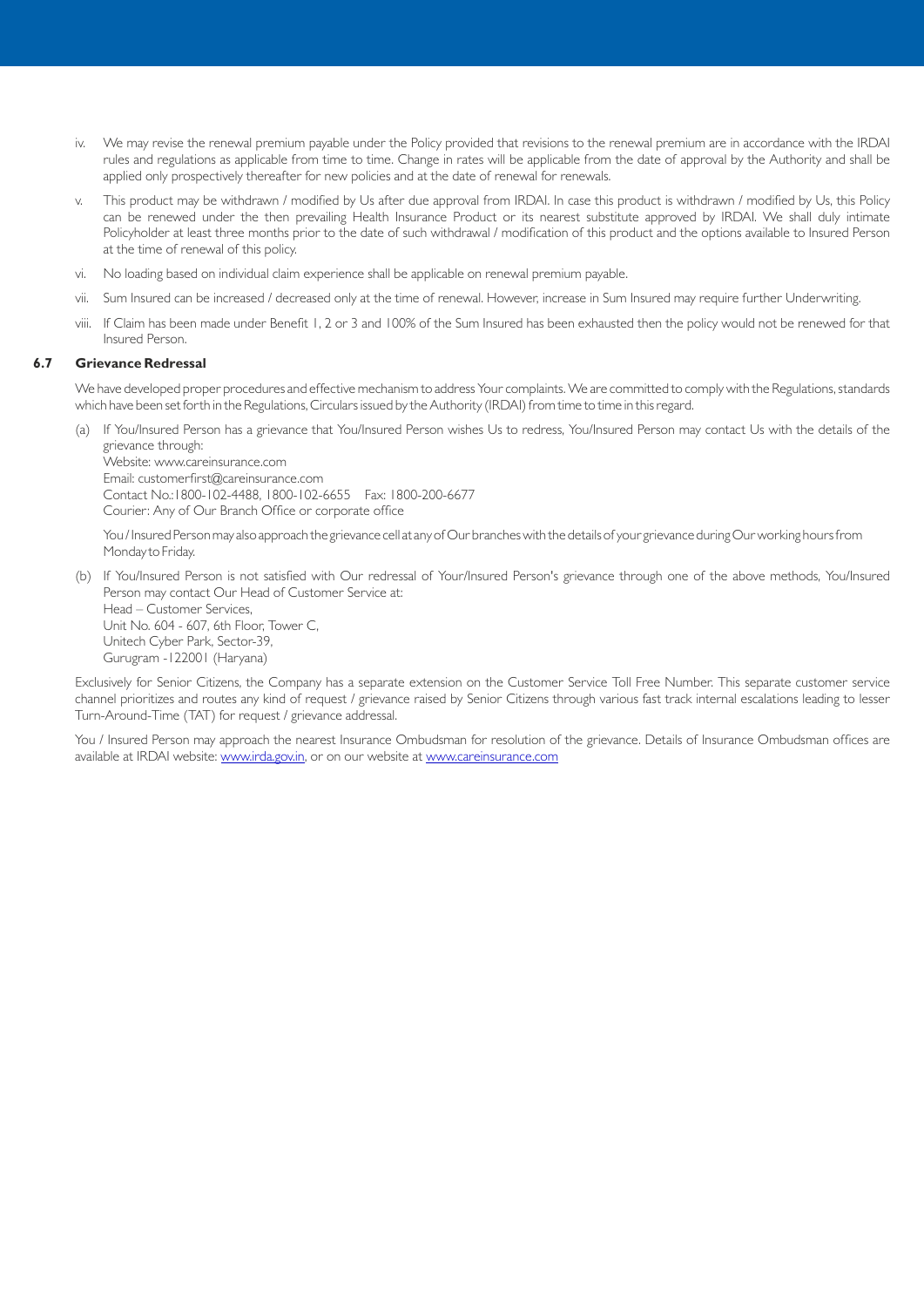iv. We may revise the renewal premium payable under the Policy provided that revisions to the renewal premium are in accordance with the IRDAI rules and regulations as applicable from time to time. Change in rates will be applicable from the date of approval by the Authority and shall be applied only prospectively thereafter for new policies and at the date of renewal for renewals.

v. This product may be withdrawn / modified by Us after due approval from IRDAI. In case this product is withdrawn / modified by Us, this Policy can be renewed under the then prevailing Health Insurance Product or its nearest substitute approved by IRDAI. We shall duly intimate Policyholder at least three months prior to the date of such withdrawal / modification of this product and the options available to Insured Person at the time of renewal of this policy.

vi. No loading based on individual claim experience shall be applicable on renewal premium payable.

vii. Sum Insured can be increased / decreased only at the time of renewal. However, increase in Sum Insured may require further Underwriting.

viii. If Claim has been made under Benefit 1, 2 or 3 and 100% of the Sum Insured has been exhausted then the policy would not be renewed for that Insured Person.

### 6.7 Grievance Redressal

We have developed proper procedures and effective mechanism to address Your complaints. We are committed to comply with the Regulations, standards which have been set forth in the Regulations, Circulars issued by the Authority (IRDAI) from time to time in this regard.

(a) If You/Insured Person has a grievance that You/Insured Person wishes Us to redress, You/Insured Person may contact Us with the details of the grievance through:
Website: www.careinsurance.com
Email: customerfirst@careinsurance.com
Contact No.:1800-102-4488, 1800-102-6655 Fax: 1800-200-6677
Courier: Any of Our Branch Office or corporate office

You / Insured Person may also approach the grievance cell at any of Our branches with the details of your grievance during Our working hours from Monday to Friday.

(b) If You/Insured Person is not satisfied with Our redressal of Your/Insured Person's grievance through one of the above methods, You/Insured Person may contact Our Head of Customer Service at:
Head – Customer Services,
Unit No. 604 - 607, 6th Floor, Tower C,
Unitech Cyber Park, Sector-39,
Gurugram -122001 (Haryana)

Exclusively for Senior Citizens, the Company has a separate extension on the Customer Service Toll Free Number. This separate customer service channel prioritizes and routes any kind of request / grievance raised by Senior Citizens through various fast track internal escalations leading to lesser Turn-Around-Time (TAT) for request / grievance addressal.

You / Insured Person may approach the nearest Insurance Ombudsman for resolution of the grievance. Details of Insurance Ombudsman offices are available at IRDAI website: www.irda.gov.in, or on our website at www.careinsurance.com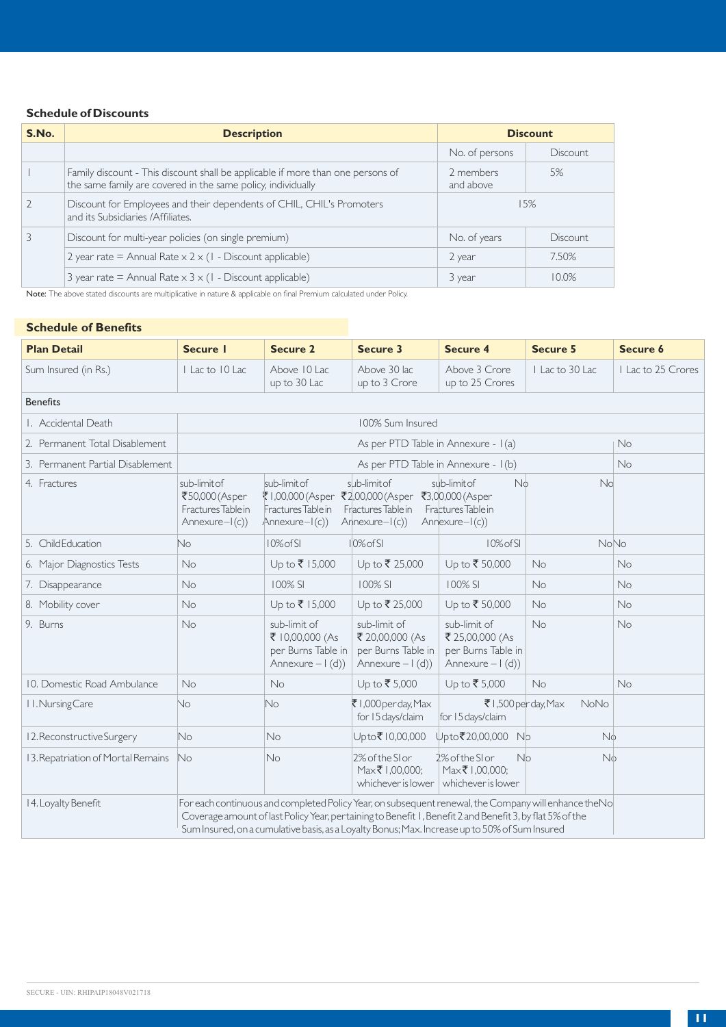### Schedule of Discounts

| S.No. | Description | Discount | |
|---|---|---|---|
| | | No. of persons | Discount |
| 1 | Family discount - This discount shall be applicable if more than one persons of the same family are covered in the same policy, individually | 2 members and above | 5% |
| 2 | Discount for Employees and their dependents of CHIL, CHIL's Promoters and its Subsidiaries /Affiliates. | 15% | |
| 3 | Discount for multi-year policies (on single premium) | No. of years | Discount |
| | 2 year rate = Annual Rate x 2 x (1 - Discount applicable) | 2 year | 7.50% |
| | 3 year rate = Annual Rate x 3 x (1 - Discount applicable) | 3 year | 10.0% |

**Note:** The above stated discounts are multiplicative in nature & applicable on final Premium calculated under Policy.

### Schedule of Benefits

| Plan Detail | Secure 1 | Secure 2 | Secure 3 | Secure 4 | Secure 5 | Secure 6 |
|---|---|---|---|---|---|---|
| Sum Insured (in Rs.) | 1 Lac to 10 Lac | Above 10 Lac up to 30 Lac | Above 30 lac up to 3 Crore | Above 3 Crore up to 25 Crores | 1 Lac to 30 Lac | 1 Lac to 25 Crores |
| Benefits | | | | | | |
| 1. Accidental Death | 100% Sum Insured | | | | | |
| 2. Permanent Total Disablement | As per PTD Table in Annexure - I (a) | | | | | No |
| 3. Permanent Partial Disablement | As per PTD Table in Annexure - I (b) | | | | | No |
| 4. Fractures | sub-limit of ₹50,000 (As per Fractures Table in Annexure – I (c)) | sub-limit of ₹1,00,000 (As per Fractures Table in Annexure – I (c)) | sub-limit of ₹2,00,000 (As per Fractures Table in Annexure – I (c)) | sub-limit of ₹3,00,000 (As per Fractures Table in Annexure – I (c)) | No | No |
| 5. Child Education | No | 10% of SI | 10% of SI | 10% of SI | No | No |
| 6. Major Diagnostics Tests | No | Up to ₹ 15,000 | Up to ₹ 25,000 | Up to ₹ 50,000 | No | No |
| 7. Disappearance | No | 100% SI | 100% SI | 100% SI | No | No |
| 8. Mobility cover | No | Up to ₹ 15,000 | Up to ₹ 25,000 | Up to ₹ 50,000 | No | No |
| 9. Burns | No | sub-limit of ₹ 10,00,000 (As per Burns Table in Annexure – I (d)) | sub-limit of ₹ 20,00,000 (As per Burns Table in Annexure – I (d)) | sub-limit of ₹ 25,00,000 (As per Burns Table in Annexure – I (d)) | No | No |
| 10. Domestic Road Ambulance | No | No | Up to ₹ 5,000 | Up to ₹ 5,000 | No | No |
| 11. Nursing Care | No | No | ₹ 1,000 per day, Max for 15 days/claim | ₹ 1,500 per day, Max for 15 days/claim | No | No |
| 12. Reconstructive Surgery | No | No | Upto ₹ 10,00,000 | Upto ₹ 20,00,000 | No | No |
| 13. Repatriation of Mortal Remains | No | No | 2% of the SI or Max ₹ 1,00,000; whichever is lower | 2% of the SI or Max ₹ 1,00,000; whichever is lower | No | No |
| 14. Loyalty Benefit | For each continuous and completed Policy Year, on subsequent renewal, the Company will enhance the Coverage amount of last Policy Year, pertaining to Benefit 1, Benefit 2 and Benefit 3, by flat 5% of the Sum Insured, on a cumulative basis, as a Loyalty Bonus; Max. Increase up to 50% of Sum Insured | | | | | No |

SECURE - UIN: RHIPAIP18048V021718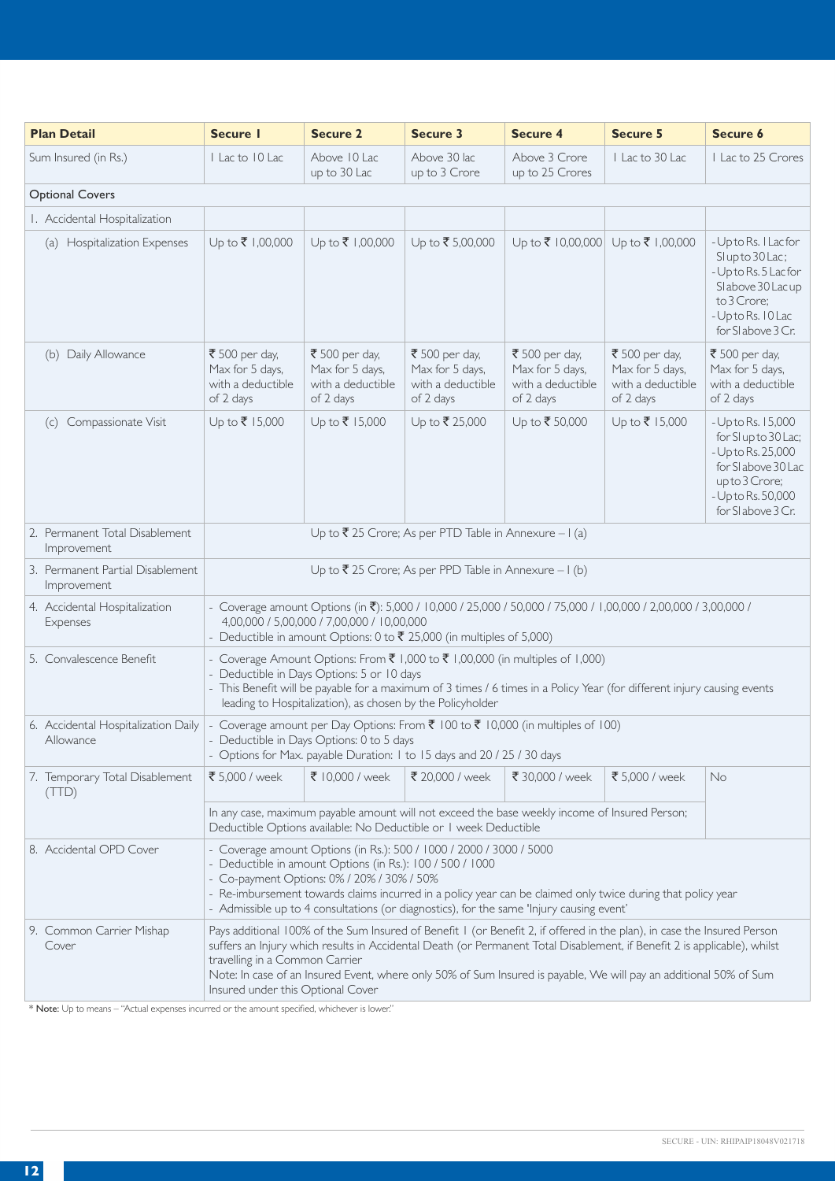| Plan Detail | Secure 1 | Secure 2 | Secure 3 | Secure 4 | Secure 5 | Secure 6 |
|---|---|---|---|---|---|---|
| Sum Insured (in Rs.) | 1 Lac to 10 Lac | Above 10 Lac up to 30 Lac | Above 30 lac up to 3 Crore | Above 3 Crore up to 25 Crores | 1 Lac to 30 Lac | 1 Lac to 25 Crores |
| Optional Covers | | | | | | |
| 1. Accidental Hospitalization | | | | | | |
| (a) Hospitalization Expenses | Up to ₹ 1,00,000 | Up to ₹ 1,00,000 | Up to ₹ 5,00,000 | Up to ₹ 10,00,000 | Up to ₹ 1,00,000 | - Up to Rs. 1 Lac for SI up to 30 Lac; - Up to Rs. 5 Lac for SI above 30 Lac up to 3 Crore; - Up to Rs. 10 Lac for SI above 3 Cr. |
| (b) Daily Allowance | ₹ 500 per day, Max for 5 days, with a deductible of 2 days | ₹ 500 per day, Max for 5 days, with a deductible of 2 days | ₹ 500 per day, Max for 5 days, with a deductible of 2 days | ₹ 500 per day, Max for 5 days, with a deductible of 2 days | ₹ 500 per day, Max for 5 days, with a deductible of 2 days | ₹ 500 per day, Max for 5 days, with a deductible of 2 days |
| (c) Compassionate Visit | Up to ₹ 15,000 | Up to ₹ 15,000 | Up to ₹ 25,000 | Up to ₹ 50,000 | Up to ₹ 15,000 | - Up to Rs. 15,000 for SI up to 30 Lac; - Up to Rs. 25,000 for SI above 30 Lac up to 3 Crore; - Up to Rs. 50,000 for SI above 3 Cr. |
| 2. Permanent Total Disablement Improvement | Up to ₹ 25 Crore; As per PTD Table in Annexure – I (a) | | | | | |
| 3. Permanent Partial Disablement Improvement | Up to ₹ 25 Crore; As per PPD Table in Annexure – I (b) | | | | | |
| 4. Accidental Hospitalization Expenses | - Coverage amount Options (in ₹): 5,000 / 10,000 / 25,000 / 50,000 / 75,000 / 1,00,000 / 2,00,000 / 3,00,000 / 4,00,000 / 5,00,000 / 7,00,000 / 10,00,000 - Deductible in amount Options: 0 to ₹ 25,000 (in multiples of 5,000) | | | | | |
| 5. Convalescence Benefit | - Coverage Amount Options: From ₹ 1,000 to ₹ 1,00,000 (in multiples of 1,000) - Deductible in Days Options: 5 or 10 days - This Benefit will be payable for a maximum of 3 times / 6 times in a Policy Year (for different injury causing events leading to Hospitalization), as chosen by the Policyholder | | | | | |
| 6. Accidental Hospitalization Daily Allowance | - Coverage amount per Day Options: From ₹ 100 to ₹ 10,000 (in multiples of 100) - Deductible in Days Options: 0 to 5 days - Options for Max. payable Duration: 1 to 15 days and 20 / 25 / 30 days | | | | | |
| 7. Temporary Total Disablement (TTD) | ₹ 5,000 / week | ₹ 10,000 / week | ₹ 20,000 / week | ₹ 30,000 / week | ₹ 5,000 / week | No |
| | In any case, maximum payable amount will not exceed the base weekly income of Insured Person; Deductible Options available: No Deductible or 1 week Deductible | | | | | |
| 8. Accidental OPD Cover | - Coverage amount Options (in Rs.): 500 / 1000 / 2000 / 3000 / 5000 - Deductible in amount Options (in Rs.): 100 / 500 / 1000 - Co-payment Options: 0% / 20% / 30% / 50% - Re-imbursement towards claims incurred in a policy year can be claimed only twice during that policy year - Admissible up to 4 consultations (or diagnostics), for the same 'Injury causing event' | | | | | |
| 9. Common Carrier Mishap Cover | Pays additional 100% of the Sum Insured of Benefit 1 (or Benefit 2, if offered in the plan), in case the Insured Person suffers an Injury which results in Accidental Death (or Permanent Total Disablement, if Benefit 2 is applicable), whilst travelling in a Common Carrier Note: In case of an Insured Event, where only 50% of Sum Insured is payable, We will pay an additional 50% of Sum Insured under this Optional Cover | | | | | |

* **Note:** Up to means – "Actual expenses incurred or the amount specified, whichever is lower."

SECURE - UIN: RHIPAIP18048V021718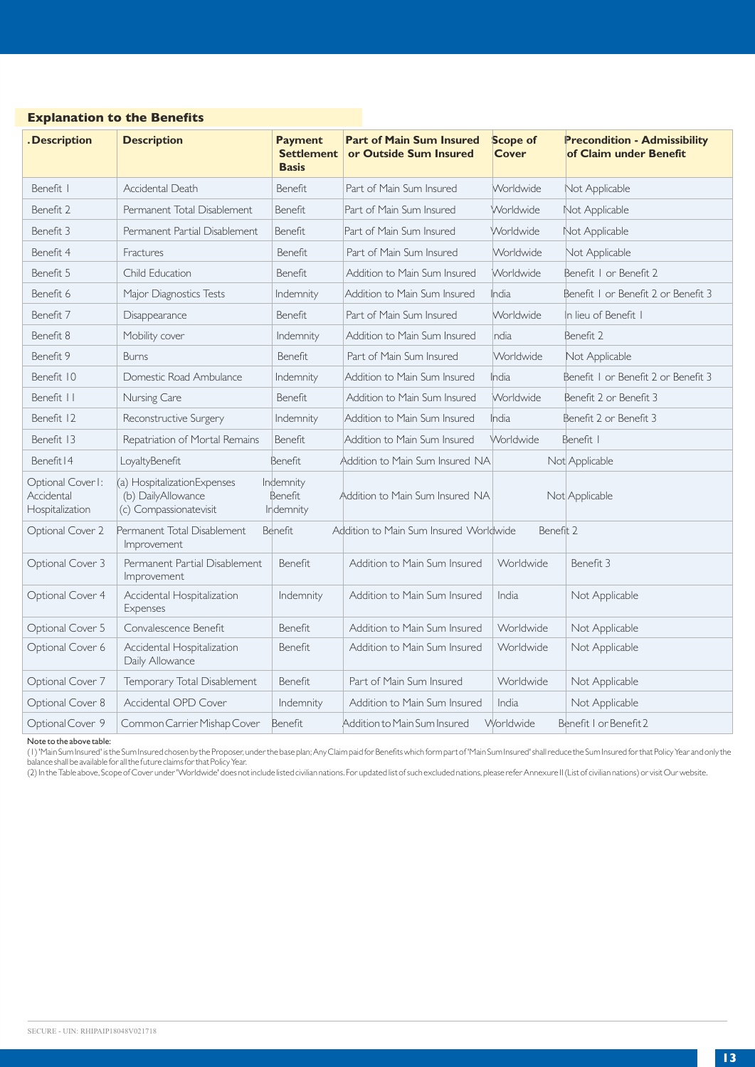## Explanation to the Benefits

| .Description | Description | Payment Settlement Basis | Part of Main Sum Insured or Outside Sum Insured | Scope of Cover | Precondition - Admissibility of Claim under Benefit |
|---|---|---|---|---|---|
| Benefit 1 | Accidental Death | Benefit | Part of Main Sum Insured | Worldwide | Not Applicable |
| Benefit 2 | Permanent Total Disablement | Benefit | Part of Main Sum Insured | Worldwide | Not Applicable |
| Benefit 3 | Permanent Partial Disablement | Benefit | Part of Main Sum Insured | Worldwide | Not Applicable |
| Benefit 4 | Fractures | Benefit | Part of Main Sum Insured | Worldwide | Not Applicable |
| Benefit 5 | Child Education | Benefit | Addition to Main Sum Insured | Worldwide | Benefit 1 or Benefit 2 |
| Benefit 6 | Major Diagnostics Tests | Indemnity | Addition to Main Sum Insured | India | Benefit 1 or Benefit 2 or Benefit 3 |
| Benefit 7 | Disappearance | Benefit | Part of Main Sum Insured | Worldwide | In lieu of Benefit 1 |
| Benefit 8 | Mobility cover | Indemnity | Addition to Main Sum Insured | ndia | Benefit 2 |
| Benefit 9 | Burns | Benefit | Part of Main Sum Insured | Worldwide | Not Applicable |
| Benefit 10 | Domestic Road Ambulance | Indemnity | Addition to Main Sum Insured | India | Benefit 1 or Benefit 2 or Benefit 3 |
| Benefit 11 | Nursing Care | Benefit | Addition to Main Sum Insured | Worldwide | Benefit 2 or Benefit 3 |
| Benefit 12 | Reconstructive Surgery | Indemnity | Addition to Main Sum Insured | India | Benefit 2 or Benefit 3 |
| Benefit 13 | Repatriation of Mortal Remains | Benefit | Addition to Main Sum Insured | Worldwide | Benefit 1 |
| Benefit 14 | LoyaltyBenefit | Benefit | Addition to Main Sum Insured | NA | Not Applicable |
| Optional Cover 1: Accidental Hospitalization | (a) HospitalizationExpenses (b) DailyAllowance (c) Compassionatevisit | Indemnity Benefit Indemnity | Addition to Main Sum Insured | NA | Not Applicable |
| Optional Cover 2 | Permanent Total Disablement Improvement | Benefit | Addition to Main Sum Insured | Worldwide | Benefit 2 |
| Optional Cover 3 | Permanent Partial Disablement Improvement | Benefit | Addition to Main Sum Insured | Worldwide | Benefit 3 |
| Optional Cover 4 | Accidental Hospitalization Expenses | Indemnity | Addition to Main Sum Insured | India | Not Applicable |
| Optional Cover 5 | Convalescence Benefit | Benefit | Addition to Main Sum Insured | Worldwide | Not Applicable |
| Optional Cover 6 | Accidental Hospitalization Daily Allowance | Benefit | Addition to Main Sum Insured | Worldwide | Not Applicable |
| Optional Cover 7 | Temporary Total Disablement | Benefit | Part of Main Sum Insured | Worldwide | Not Applicable |
| Optional Cover 8 | Accidental OPD Cover | Indemnity | Addition to Main Sum Insured | India | Not Applicable |
| Optional Cover 9 | Common Carrier Mishap Cover | Benefit | Addition to Main Sum Insured | Worldwide | Benefit 1 or Benefit 2 |

Note to the above table:

(1) 'Main Sum Insured' is the Sum Insured chosen by the Proposer, under the base plan; Any Claim paid for Benefits which form part of 'Main Sum Insured' shall reduce the Sum Insured for that Policy Year and only the balance shall be available for all the future claims for that Policy Year.

(2) In the Table above, Scope of Cover under 'Worldwide' does not include listed civilian nations. For updated list of such excluded nations, please refer Annexure II (List of civilian nations) or visit Our website.

SECURE - UIN: RHIPAIP18048V021718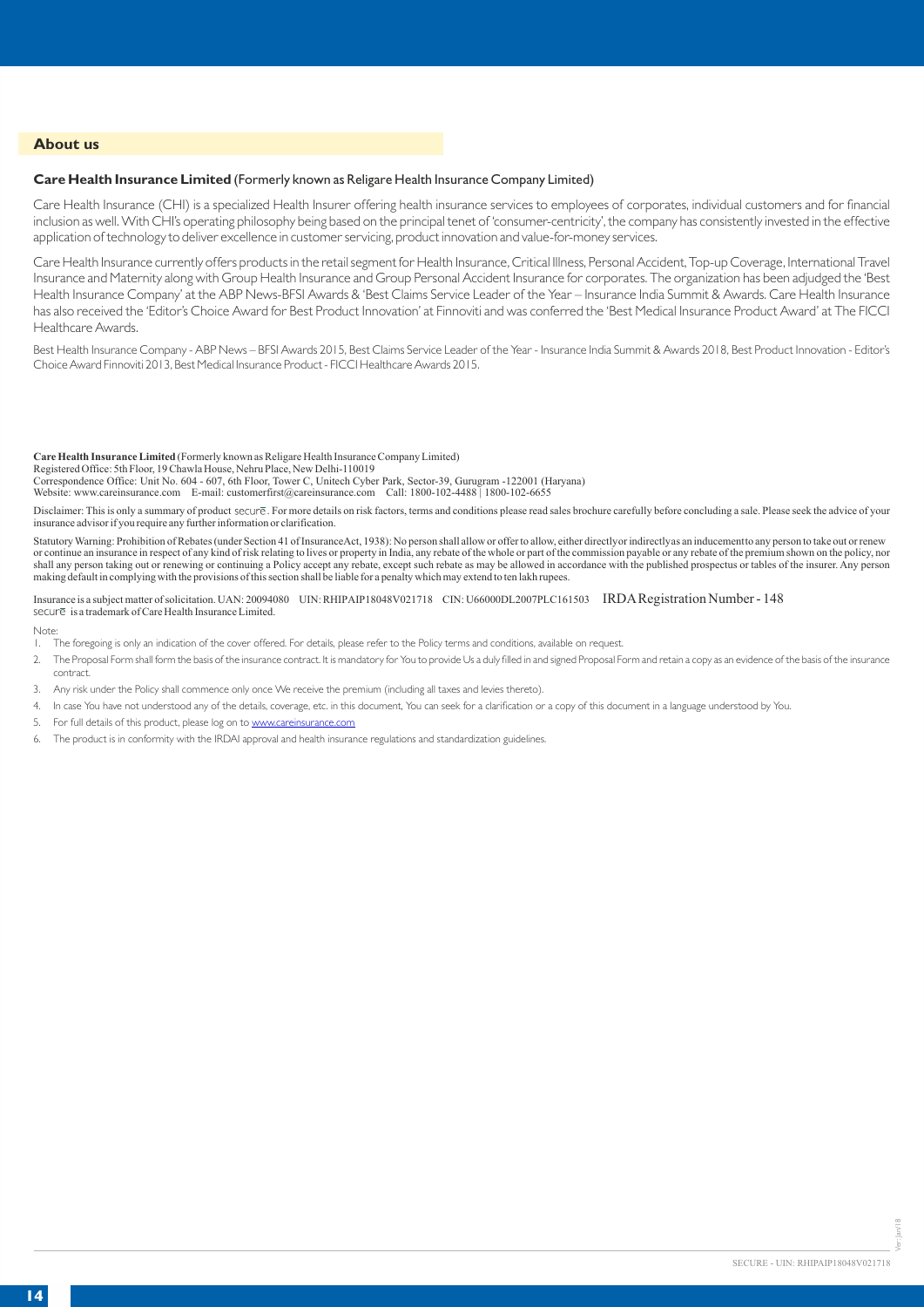## About us

**Care Health Insurance Limited** (Formerly known as Religare Health Insurance Company Limited)

Care Health Insurance (CHI) is a specialized Health Insurer offering health insurance services to employees of corporates, individual customers and for financial inclusion as well. With CHI's operating philosophy being based on the principal tenet of 'consumer-centricity', the company has consistently invested in the effective application of technology to deliver excellence in customer servicing, product innovation and value-for-money services.

Care Health Insurance currently offers products in the retail segment for Health Insurance, Critical Illness, Personal Accident, Top-up Coverage, International Travel Insurance and Maternity along with Group Health Insurance and Group Personal Accident Insurance for corporates. The organization has been adjudged the 'Best Health Insurance Company' at the ABP News-BFSI Awards & 'Best Claims Service Leader of the Year – Insurance India Summit & Awards. Care Health Insurance has also received the 'Editor's Choice Award for Best Product Innovation' at Finnoviti and was conferred the 'Best Medical Insurance Product Award' at The FICCI Healthcare Awards.

Best Health Insurance Company - ABP News – BFSI Awards 2015, Best Claims Service Leader of the Year - Insurance India Summit & Awards 2018, Best Product Innovation - Editor's Choice Award Finnoviti 2013, Best Medical Insurance Product - FICCI Healthcare Awards 2015.

**Care Health Insurance Limited** (Formerly known as Religare Health Insurance Company Limited)
Registered Office: 5th Floor, 19 Chawla House, Nehru Place, New Delhi-110019
Correspondence Office: Unit No. 604 - 607, 6th Floor, Tower C, Unitech Cyber Park, Sector-39, Gurugram -122001 (Haryana)
Website: www.careinsurance.com E-mail: customerfirst@careinsurance.com Call: 1800-102-4488 | 1800-102-6655

Disclaimer: This is only a summary of product secure. For more details on risk factors, terms and conditions please read sales brochure carefully before concluding a sale. Please seek the advice of your insurance advisor if you require any further information or clarification.

Statutory Warning: Prohibition of Rebates (under Section 41 of Insurance Act, 1938): No person shall allow or offer to allow, either directly or indirectly as an inducement to any person to take out or renew or continue an insurance in respect of any kind of risk relating to lives or property in India, any rebate of the whole or part of the commission payable or any rebate of the premium shown on the policy, nor shall any person taking out or renewing or continuing a Policy accept any rebate, except such rebate as may be allowed in accordance with the published prospectus or tables of the insurer. Any person making default in complying with the provisions of this section shall be liable for a penalty which may extend to ten lakh rupees.

Insurance is a subject matter of solicitation. UAN: 20094080 UIN: RHIPAIP18048V021718 CIN: U66000DL2007PLC161503 IRDA Registration Number - 148
secure is a trademark of Care Health Insurance Limited.

Note:

1. The foregoing is only an indication of the cover offered. For details, please refer to the Policy terms and conditions, available on request.
2. The Proposal Form shall form the basis of the insurance contract. It is mandatory for You to provide Us a duly filled in and signed Proposal Form and retain a copy as an evidence of the basis of the insurance contract.
3. Any risk under the Policy shall commence only once We receive the premium (including all taxes and levies thereto).
4. In case You have not understood any of the details, coverage, etc. in this document, You can seek for a clarification or a copy of this document in a language understood by You.
5. For full details of this product, please log on to www.careinsurance.com
6. The product is in conformity with the IRDAI approval and health insurance regulations and standardization guidelines.